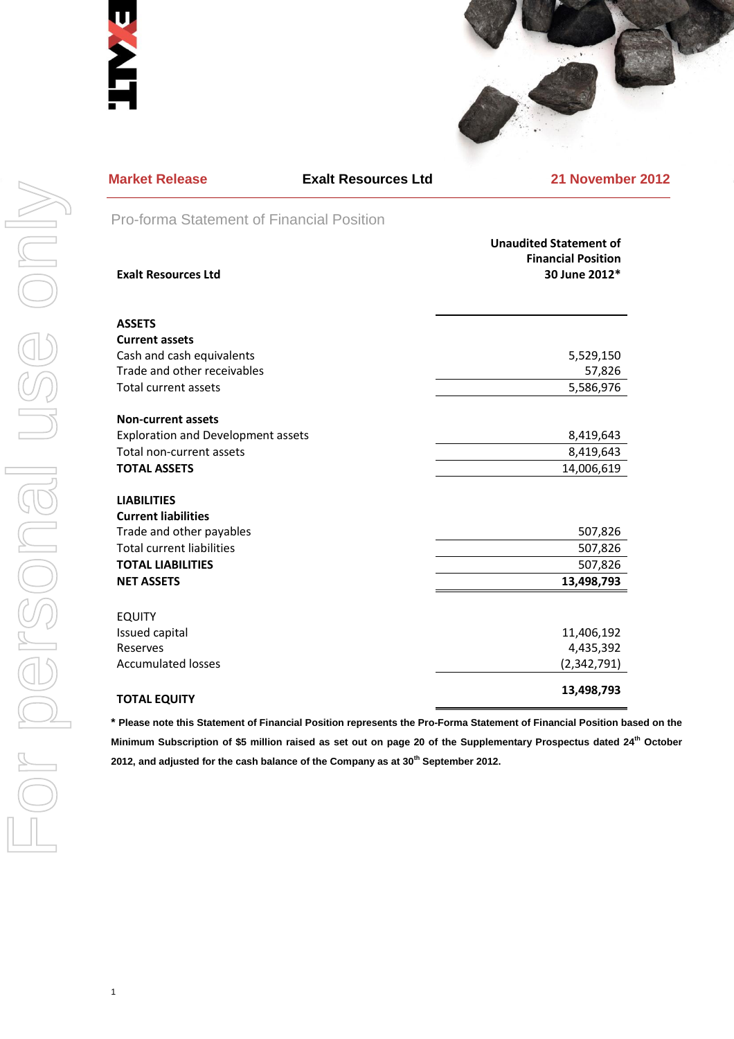**Market Release** **Exalt Resources Ltd** **21 November 2012**

## Pro-forma Statement of Financial Position

| **Exalt Resources Ltd** | **Unaudited Statement of Financial Position 30 June 2012*** |
|---|---|
| **ASSETS** | |
| **Current assets** | |
| Cash and cash equivalents | 5,529,150 |
| Trade and other receivables | 57,826 |
| Total current assets | 5,586,976 |
| | |
| **Non-current assets** | |
| Exploration and Development assets | 8,419,643 |
| Total non-current assets | 8,419,643 |
| **TOTAL ASSETS** | 14,006,619 |
| | |
| **LIABILITIES** | |
| **Current liabilities** | |
| Trade and other payables | 507,826 |
| Total current liabilities | 507,826 |
| **TOTAL LIABILITIES** | 507,826 |
| **NET ASSETS** | **13,498,793** |
| | |
| EQUITY | |
| Issued capital | 11,406,192 |
| Reserves | 4,435,392 |
| Accumulated losses | (2,342,791) |
| **TOTAL EQUITY** | **13,498,793** |

**\* Please note this Statement of Financial Position represents the Pro-Forma Statement of Financial Position based on the Minimum Subscription of $5 million raised as set out on page 20 of the Supplementary Prospectus dated 24th October 2012, and adjusted for the cash balance of the Company as at 30th September 2012.**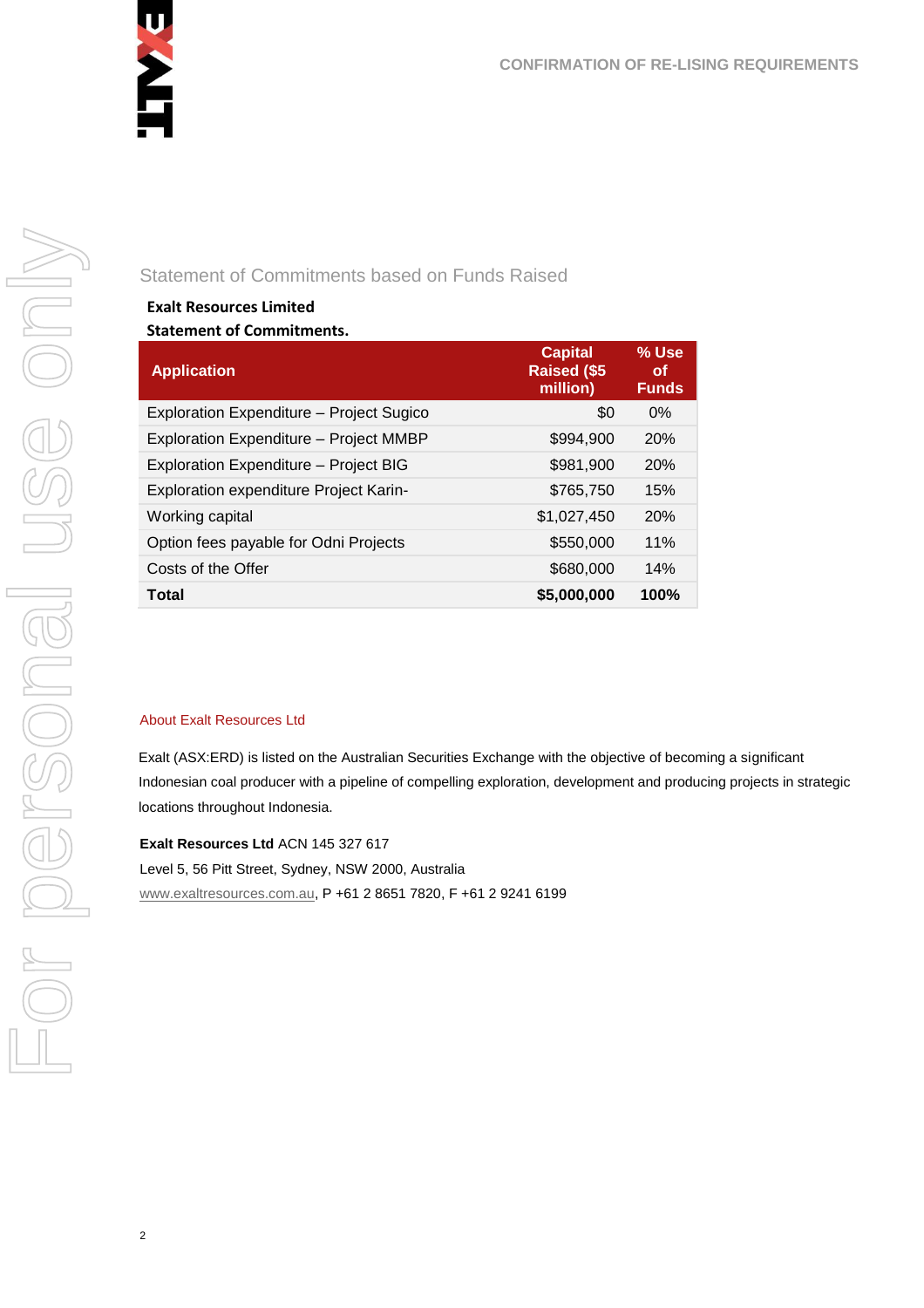## Statement of Commitments based on Funds Raised

**Exalt Resources Limited**

**Statement of Commitments.**

| Application | Capital Raised ($5 million) | % Use of Funds |
|---|---|---|
| Exploration Expenditure – Project Sugico | $0 | 0% |
| Exploration Expenditure – Project MMBP | $994,900 | 20% |
| Exploration Expenditure – Project BIG | $981,900 | 20% |
| Exploration expenditure Project Karin- | $765,750 | 15% |
| Working capital | $1,027,450 | 20% |
| Option fees payable for Odni Projects | $550,000 | 11% |
| Costs of the Offer | $680,000 | 14% |
| **Total** | **$5,000,000** | **100%** |

### About Exalt Resources Ltd

Exalt (ASX:ERD) is listed on the Australian Securities Exchange with the objective of becoming a significant Indonesian coal producer with a pipeline of compelling exploration, development and producing projects in strategic locations throughout Indonesia.

**Exalt Resources Ltd** ACN 145 327 617

Level 5, 56 Pitt Street, Sydney, NSW 2000, Australia

www.exaltresources.com.au, P +61 2 8651 7820, F +61 2 9241 6199